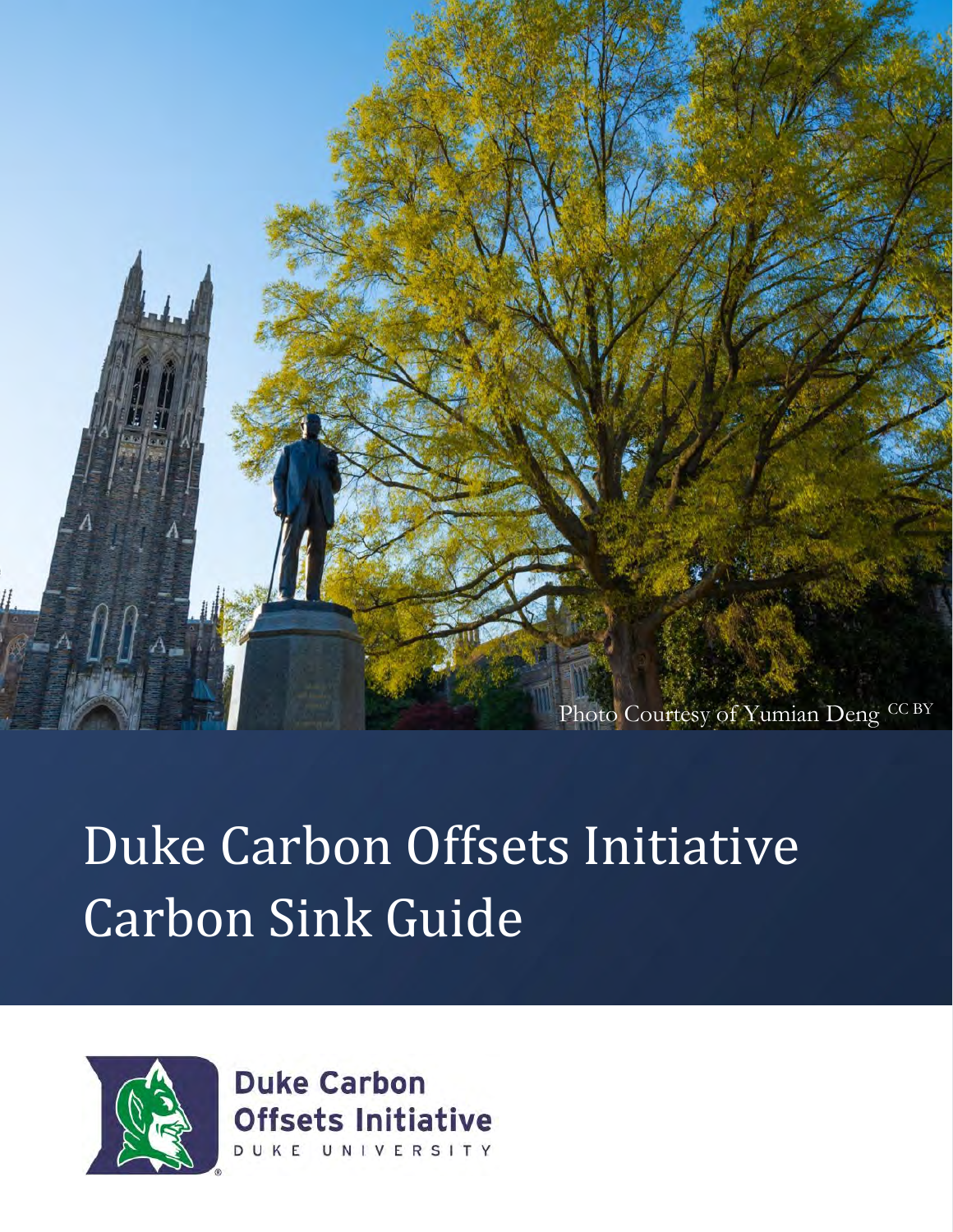Photo Courtesy of Yumian Deng CC BY

# Duke Carbon Offsets Initiative Carbon Sink Guide

Duke Carbon Offsets Initiative

DUKE UNIVERSITY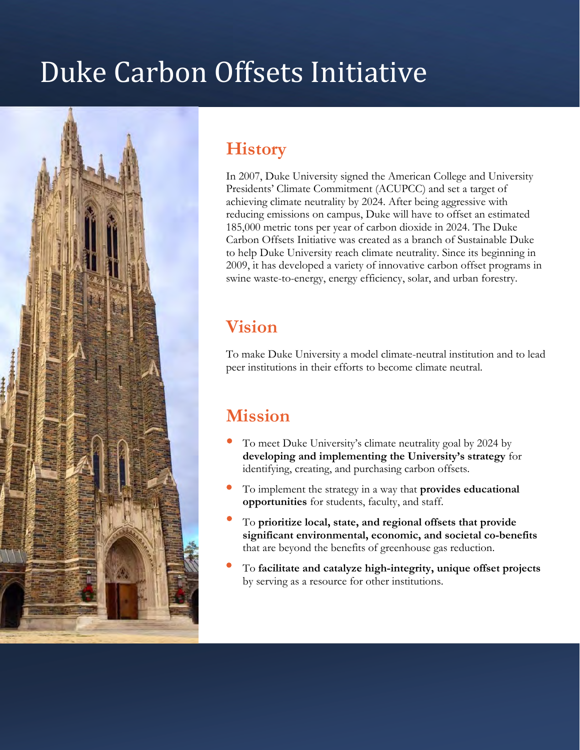# Duke Carbon Offsets Initiative

## History

In 2007, Duke University signed the American College and University Presidents' Climate Commitment (ACUPCC) and set a target of achieving climate neutrality by 2024. After being aggressive with reducing emissions on campus, Duke will have to offset an estimated 185,000 metric tons per year of carbon dioxide in 2024. The Duke Carbon Offsets Initiative was created as a branch of Sustainable Duke to help Duke University reach climate neutrality. Since its beginning in 2009, it has developed a variety of innovative carbon offset programs in swine waste-to-energy, energy efficiency, solar, and urban forestry.

## Vision

To make Duke University a model climate-neutral institution and to lead peer institutions in their efforts to become climate neutral.

## Mission

- To meet Duke University's climate neutrality goal by 2024 by **developing and implementing the University's strategy** for identifying, creating, and purchasing carbon offsets.
- To implement the strategy in a way that **provides educational opportunities** for students, faculty, and staff.
- To **prioritize local, state, and regional offsets that provide significant environmental, economic, and societal co-benefits** that are beyond the benefits of greenhouse gas reduction.
- To **facilitate and catalyze high-integrity, unique offset projects** by serving as a resource for other institutions.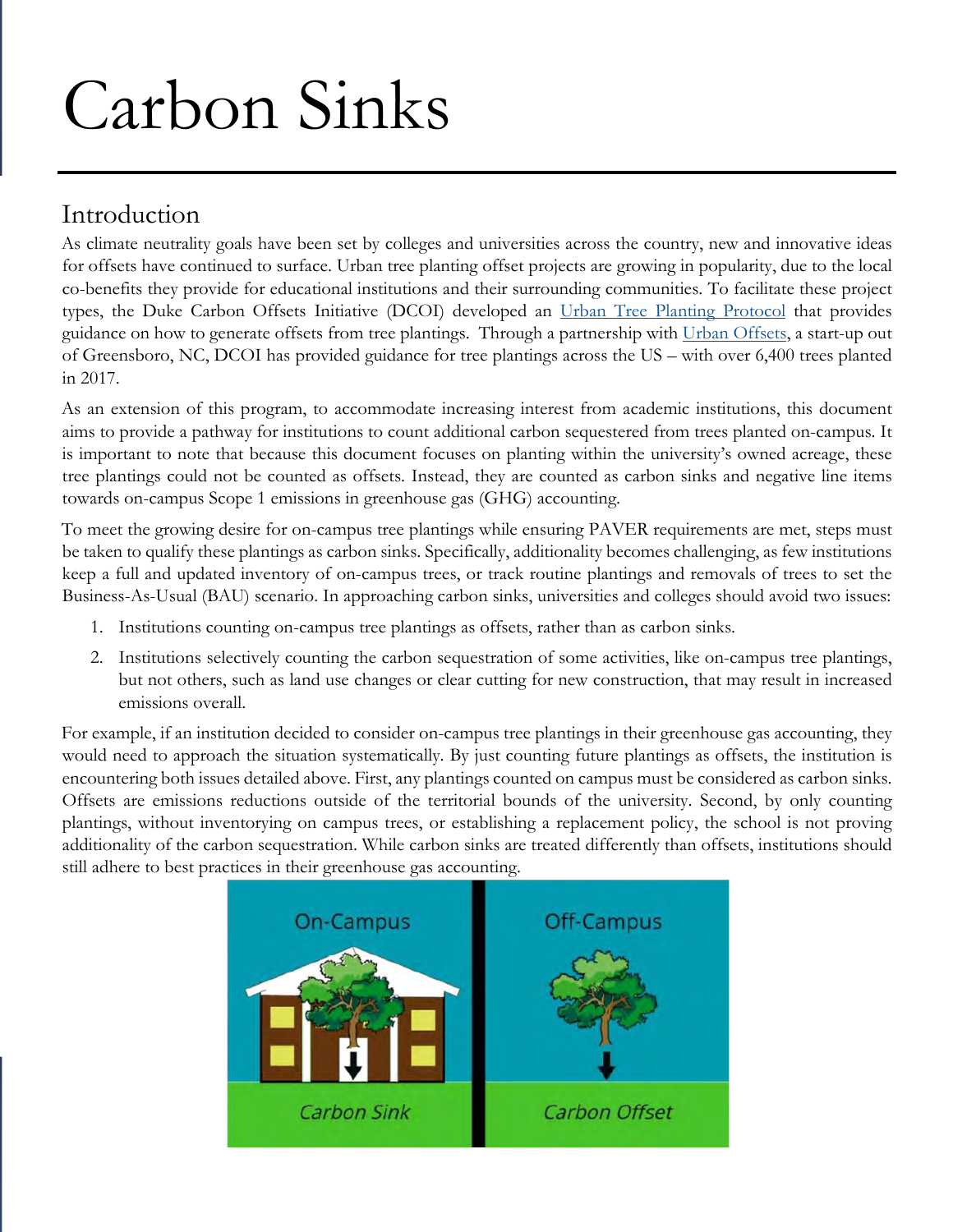# Carbon Sinks

## Introduction

As climate neutrality goals have been set by colleges and universities across the country, new and innovative ideas for offsets have continued to surface. Urban tree planting offset projects are growing in popularity, due to the local co-benefits they provide for educational institutions and their surrounding communities. To facilitate these project types, the Duke Carbon Offsets Initiative (DCOI) developed an Urban Tree Planting Protocol that provides guidance on how to generate offsets from tree plantings. Through a partnership with Urban Offsets, a start-up out of Greensboro, NC, DCOI has provided guidance for tree plantings across the US – with over 6,400 trees planted in 2017.

As an extension of this program, to accommodate increasing interest from academic institutions, this document aims to provide a pathway for institutions to count additional carbon sequestered from trees planted on-campus. It is important to note that because this document focuses on planting within the university's owned acreage, these tree plantings could not be counted as offsets. Instead, they are counted as carbon sinks and negative line items towards on-campus Scope 1 emissions in greenhouse gas (GHG) accounting.

To meet the growing desire for on-campus tree plantings while ensuring PAVER requirements are met, steps must be taken to qualify these plantings as carbon sinks. Specifically, additionality becomes challenging, as few institutions keep a full and updated inventory of on-campus trees, or track routine plantings and removals of trees to set the Business-As-Usual (BAU) scenario. In approaching carbon sinks, universities and colleges should avoid two issues:

1. Institutions counting on-campus tree plantings as offsets, rather than as carbon sinks.
2. Institutions selectively counting the carbon sequestration of some activities, like on-campus tree plantings, but not others, such as land use changes or clear cutting for new construction, that may result in increased emissions overall.

For example, if an institution decided to consider on-campus tree plantings in their greenhouse gas accounting, they would need to approach the situation systematically. By just counting future plantings as offsets, the institution is encountering both issues detailed above. First, any plantings counted on campus must be considered as carbon sinks. Offsets are emissions reductions outside of the territorial bounds of the university. Second, by only counting plantings, without inventorying on campus trees, or establishing a replacement policy, the school is not proving additionality of the carbon sequestration. While carbon sinks are treated differently than offsets, institutions should still adhere to best practices in their greenhouse gas accounting.

On-Campus | Off-Campus

Carbon Sink | Carbon Offset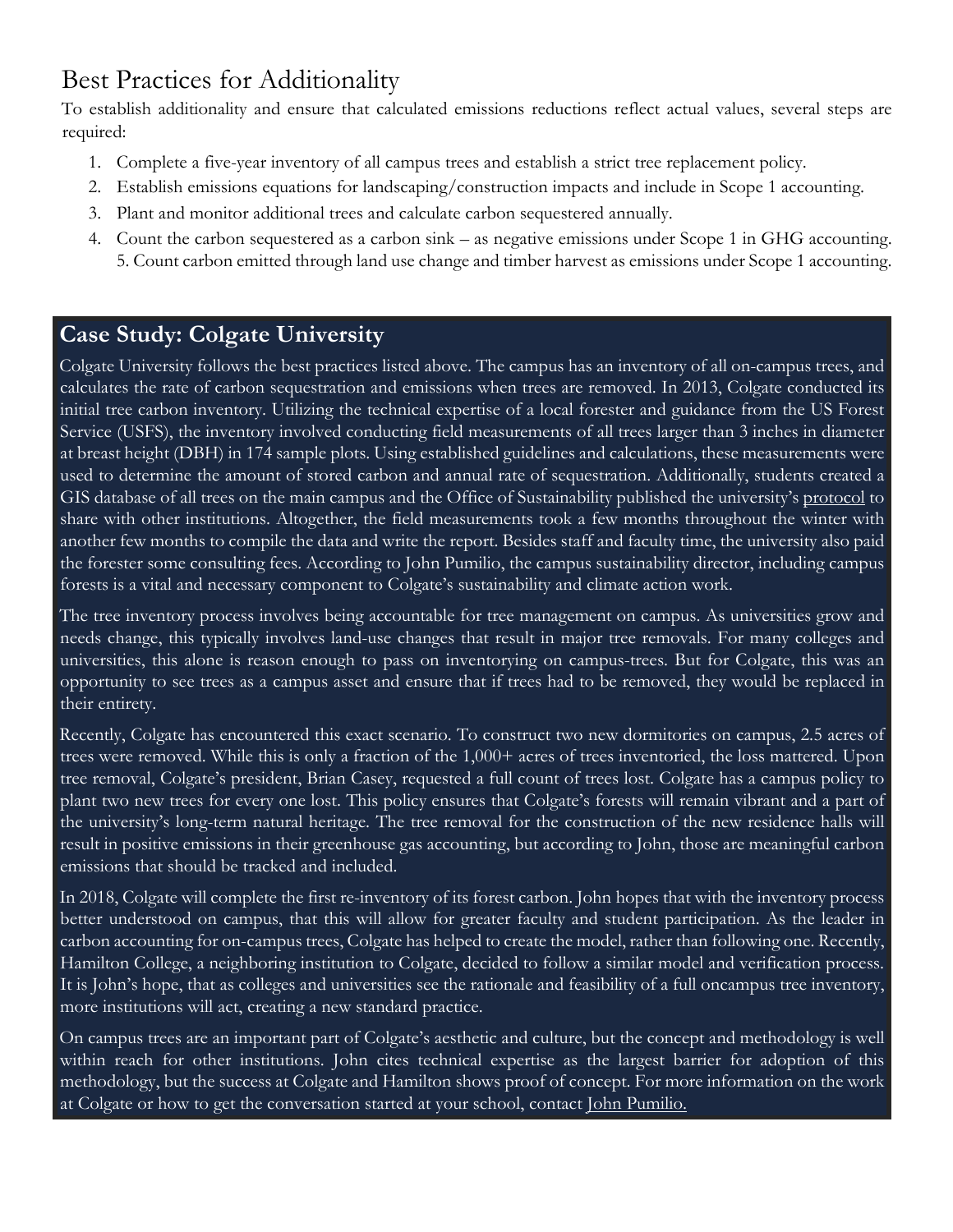# Best Practices for Additionality

To establish additionality and ensure that calculated emissions reductions reflect actual values, several steps are required:

1. Complete a five-year inventory of all campus trees and establish a strict tree replacement policy.
2. Establish emissions equations for landscaping/construction impacts and include in Scope 1 accounting.
3. Plant and monitor additional trees and calculate carbon sequestered annually.
4. Count the carbon sequestered as a carbon sink – as negative emissions under Scope 1 in GHG accounting. 5. Count carbon emitted through land use change and timber harvest as emissions under Scope 1 accounting.

## Case Study: Colgate University

Colgate University follows the best practices listed above. The campus has an inventory of all on-campus trees, and calculates the rate of carbon sequestration and emissions when trees are removed. In 2013, Colgate conducted its initial tree carbon inventory. Utilizing the technical expertise of a local forester and guidance from the US Forest Service (USFS), the inventory involved conducting field measurements of all trees larger than 3 inches in diameter at breast height (DBH) in 174 sample plots. Using established guidelines and calculations, these measurements were used to determine the amount of stored carbon and annual rate of sequestration. Additionally, students created a GIS database of all trees on the main campus and the Office of Sustainability published the university's protocol to share with other institutions. Altogether, the field measurements took a few months throughout the winter with another few months to compile the data and write the report. Besides staff and faculty time, the university also paid the forester some consulting fees. According to John Pumilio, the campus sustainability director, including campus forests is a vital and necessary component to Colgate's sustainability and climate action work.

The tree inventory process involves being accountable for tree management on campus. As universities grow and needs change, this typically involves land-use changes that result in major tree removals. For many colleges and universities, this alone is reason enough to pass on inventorying on campus-trees. But for Colgate, this was an opportunity to see trees as a campus asset and ensure that if trees had to be removed, they would be replaced in their entirety.

Recently, Colgate has encountered this exact scenario. To construct two new dormitories on campus, 2.5 acres of trees were removed. While this is only a fraction of the 1,000+ acres of trees inventoried, the loss mattered. Upon tree removal, Colgate's president, Brian Casey, requested a full count of trees lost. Colgate has a campus policy to plant two new trees for every one lost. This policy ensures that Colgate's forests will remain vibrant and a part of the university's long-term natural heritage. The tree removal for the construction of the new residence halls will result in positive emissions in their greenhouse gas accounting, but according to John, those are meaningful carbon emissions that should be tracked and included.

In 2018, Colgate will complete the first re-inventory of its forest carbon. John hopes that with the inventory process better understood on campus, that this will allow for greater faculty and student participation. As the leader in carbon accounting for on-campus trees, Colgate has helped to create the model, rather than following one. Recently, Hamilton College, a neighboring institution to Colgate, decided to follow a similar model and verification process. It is John's hope, that as colleges and universities see the rationale and feasibility of a full oncampus tree inventory, more institutions will act, creating a new standard practice.

On campus trees are an important part of Colgate's aesthetic and culture, but the concept and methodology is well within reach for other institutions. John cites technical expertise as the largest barrier for adoption of this methodology, but the success at Colgate and Hamilton shows proof of concept. For more information on the work at Colgate or how to get the conversation started at your school, contact John Pumilio.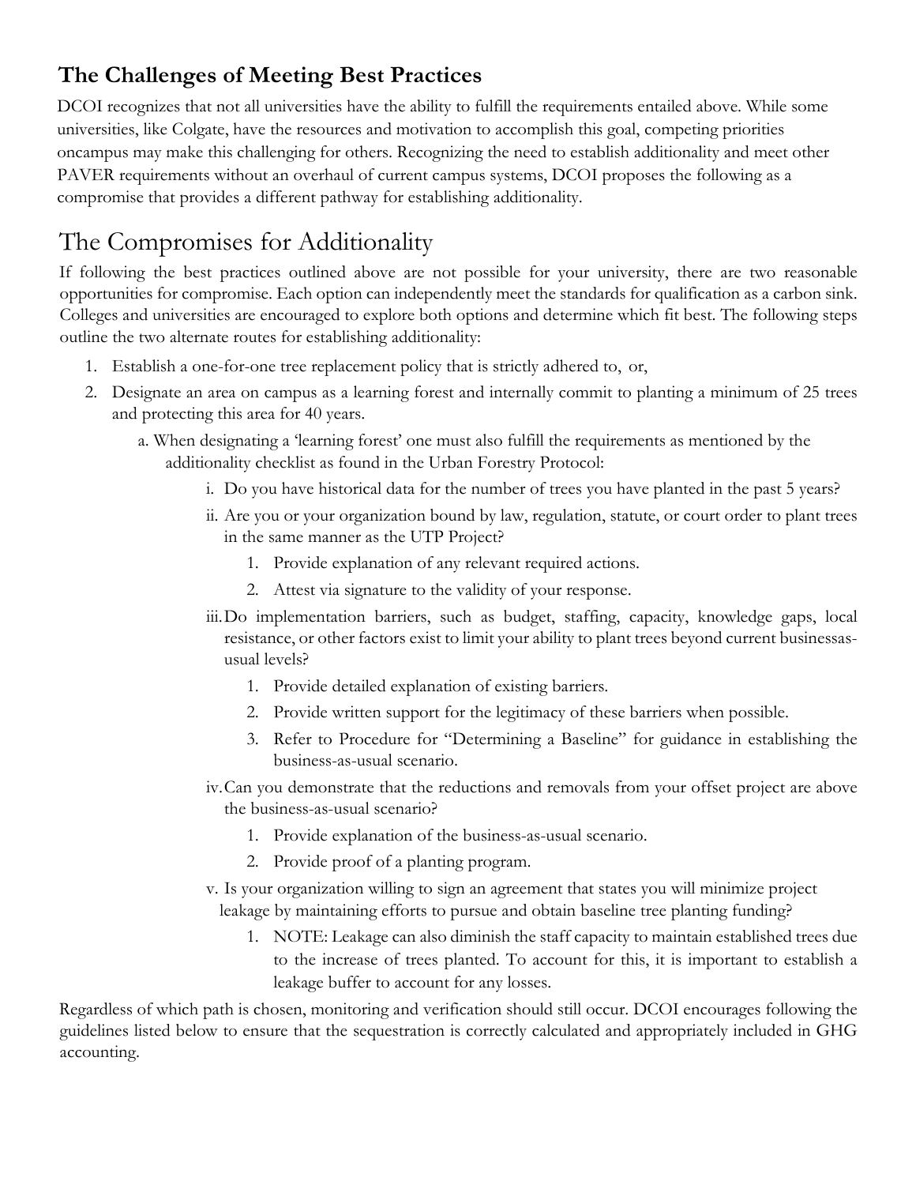## The Challenges of Meeting Best Practices

DCOI recognizes that not all universities have the ability to fulfill the requirements entailed above. While some universities, like Colgate, have the resources and motivation to accomplish this goal, competing priorities oncampus may make this challenging for others. Recognizing the need to establish additionality and meet other PAVER requirements without an overhaul of current campus systems, DCOI proposes the following as a compromise that provides a different pathway for establishing additionality.

## The Compromises for Additionality

If following the best practices outlined above are not possible for your university, there are two reasonable opportunities for compromise. Each option can independently meet the standards for qualification as a carbon sink. Colleges and universities are encouraged to explore both options and determine which fit best. The following steps outline the two alternate routes for establishing additionality:

1. Establish a one-for-one tree replacement policy that is strictly adhered to, or,
2. Designate an area on campus as a learning forest and internally commit to planting a minimum of 25 trees and protecting this area for 40 years.
    a. When designating a 'learning forest' one must also fulfill the requirements as mentioned by the additionality checklist as found in the Urban Forestry Protocol:
        i. Do you have historical data for the number of trees you have planted in the past 5 years?
        ii. Are you or your organization bound by law, regulation, statute, or court order to plant trees in the same manner as the UTP Project?
            1. Provide explanation of any relevant required actions.
            2. Attest via signature to the validity of your response.
        iii. Do implementation barriers, such as budget, staffing, capacity, knowledge gaps, local resistance, or other factors exist to limit your ability to plant trees beyond current businessas-usual levels?
            1. Provide detailed explanation of existing barriers.
            2. Provide written support for the legitimacy of these barriers when possible.
            3. Refer to Procedure for "Determining a Baseline" for guidance in establishing the business-as-usual scenario.
        iv. Can you demonstrate that the reductions and removals from your offset project are above the business-as-usual scenario?
            1. Provide explanation of the business-as-usual scenario.
            2. Provide proof of a planting program.
        v. Is your organization willing to sign an agreement that states you will minimize project leakage by maintaining efforts to pursue and obtain baseline tree planting funding?
            1. NOTE: Leakage can also diminish the staff capacity to maintain established trees due to the increase of trees planted. To account for this, it is important to establish a leakage buffer to account for any losses.

Regardless of which path is chosen, monitoring and verification should still occur. DCOI encourages following the guidelines listed below to ensure that the sequestration is correctly calculated and appropriately included in GHG accounting.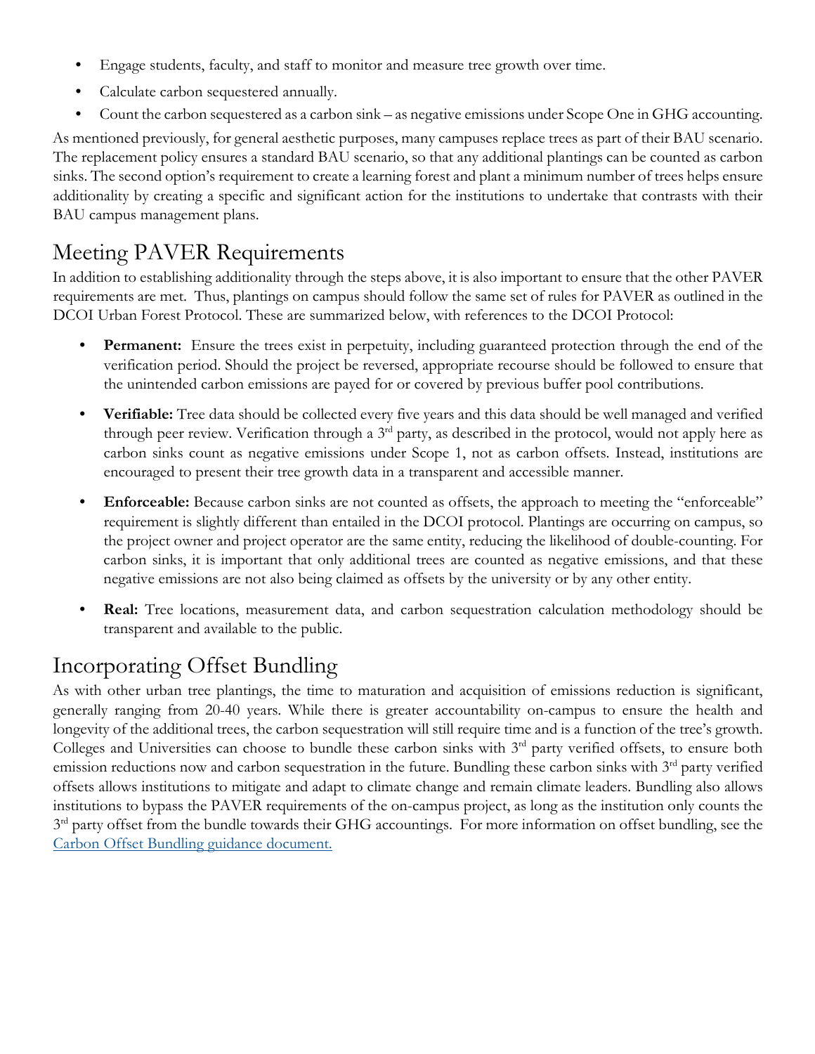- Engage students, faculty, and staff to monitor and measure tree growth over time.
- Calculate carbon sequestered annually.
- Count the carbon sequestered as a carbon sink – as negative emissions under Scope One in GHG accounting.

As mentioned previously, for general aesthetic purposes, many campuses replace trees as part of their BAU scenario. The replacement policy ensures a standard BAU scenario, so that any additional plantings can be counted as carbon sinks. The second option's requirement to create a learning forest and plant a minimum number of trees helps ensure additionality by creating a specific and significant action for the institutions to undertake that contrasts with their BAU campus management plans.

## Meeting PAVER Requirements

In addition to establishing additionality through the steps above, it is also important to ensure that the other PAVER requirements are met. Thus, plantings on campus should follow the same set of rules for PAVER as outlined in the DCOI Urban Forest Protocol. These are summarized below, with references to the DCOI Protocol:

- **Permanent:** Ensure the trees exist in perpetuity, including guaranteed protection through the end of the verification period. Should the project be reversed, appropriate recourse should be followed to ensure that the unintended carbon emissions are payed for or covered by previous buffer pool contributions.
- **Verifiable:** Tree data should be collected every five years and this data should be well managed and verified through peer review. Verification through a 3rd party, as described in the protocol, would not apply here as carbon sinks count as negative emissions under Scope 1, not as carbon offsets. Instead, institutions are encouraged to present their tree growth data in a transparent and accessible manner.
- **Enforceable:** Because carbon sinks are not counted as offsets, the approach to meeting the "enforceable" requirement is slightly different than entailed in the DCOI protocol. Plantings are occurring on campus, so the project owner and project operator are the same entity, reducing the likelihood of double-counting. For carbon sinks, it is important that only additional trees are counted as negative emissions, and that these negative emissions are not also being claimed as offsets by the university or by any other entity.
- **Real:** Tree locations, measurement data, and carbon sequestration calculation methodology should be transparent and available to the public.

## Incorporating Offset Bundling

As with other urban tree plantings, the time to maturation and acquisition of emissions reduction is significant, generally ranging from 20-40 years. While there is greater accountability on-campus to ensure the health and longevity of the additional trees, the carbon sequestration will still require time and is a function of the tree's growth. Colleges and Universities can choose to bundle these carbon sinks with 3rd party verified offsets, to ensure both emission reductions now and carbon sequestration in the future. Bundling these carbon sinks with 3rd party verified offsets allows institutions to mitigate and adapt to climate change and remain climate leaders. Bundling also allows institutions to bypass the PAVER requirements of the on-campus project, as long as the institution only counts the 3rd party offset from the bundle towards their GHG accountings. For more information on offset bundling, see the Carbon Offset Bundling guidance document.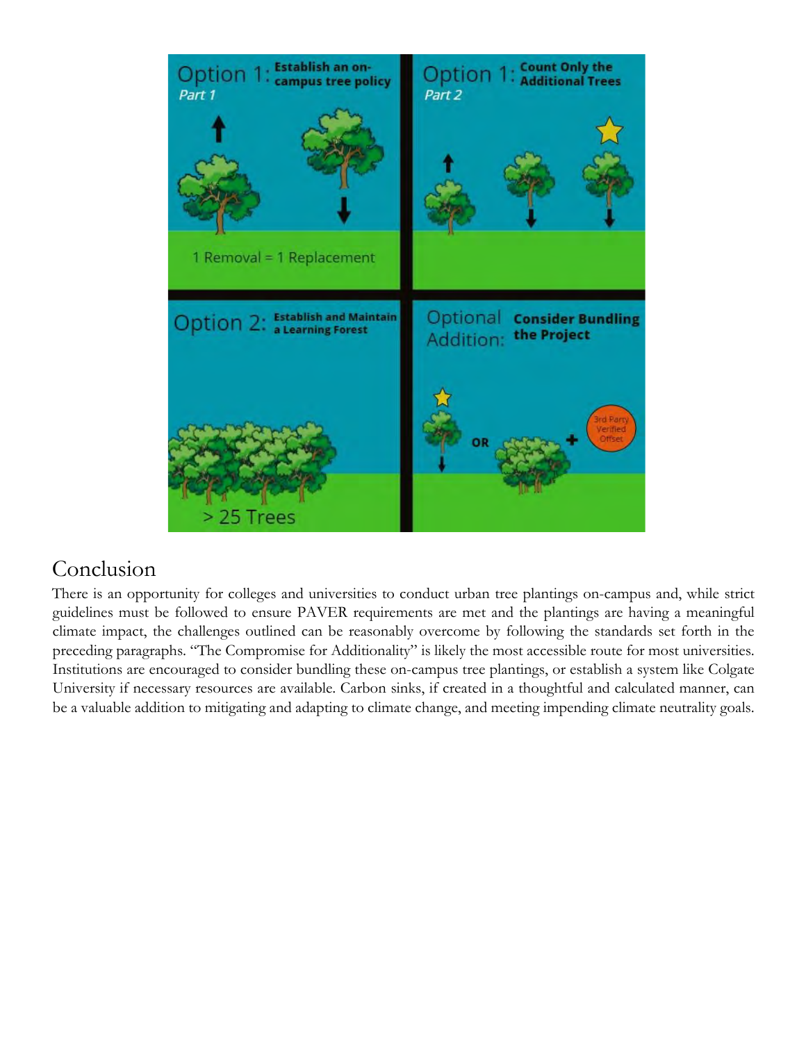## Conclusion

There is an opportunity for colleges and universities to conduct urban tree plantings on-campus and, while strict guidelines must be followed to ensure PAVER requirements are met and the plantings are having a meaningful climate impact, the challenges outlined can be reasonably overcome by following the standards set forth in the preceding paragraphs. "The Compromise for Additionality" is likely the most accessible route for most universities. Institutions are encouraged to consider bundling these on-campus tree plantings, or establish a system like Colgate University if necessary resources are available. Carbon sinks, if created in a thoughtful and calculated manner, can be a valuable addition to mitigating and adapting to climate change, and meeting impending climate neutrality goals.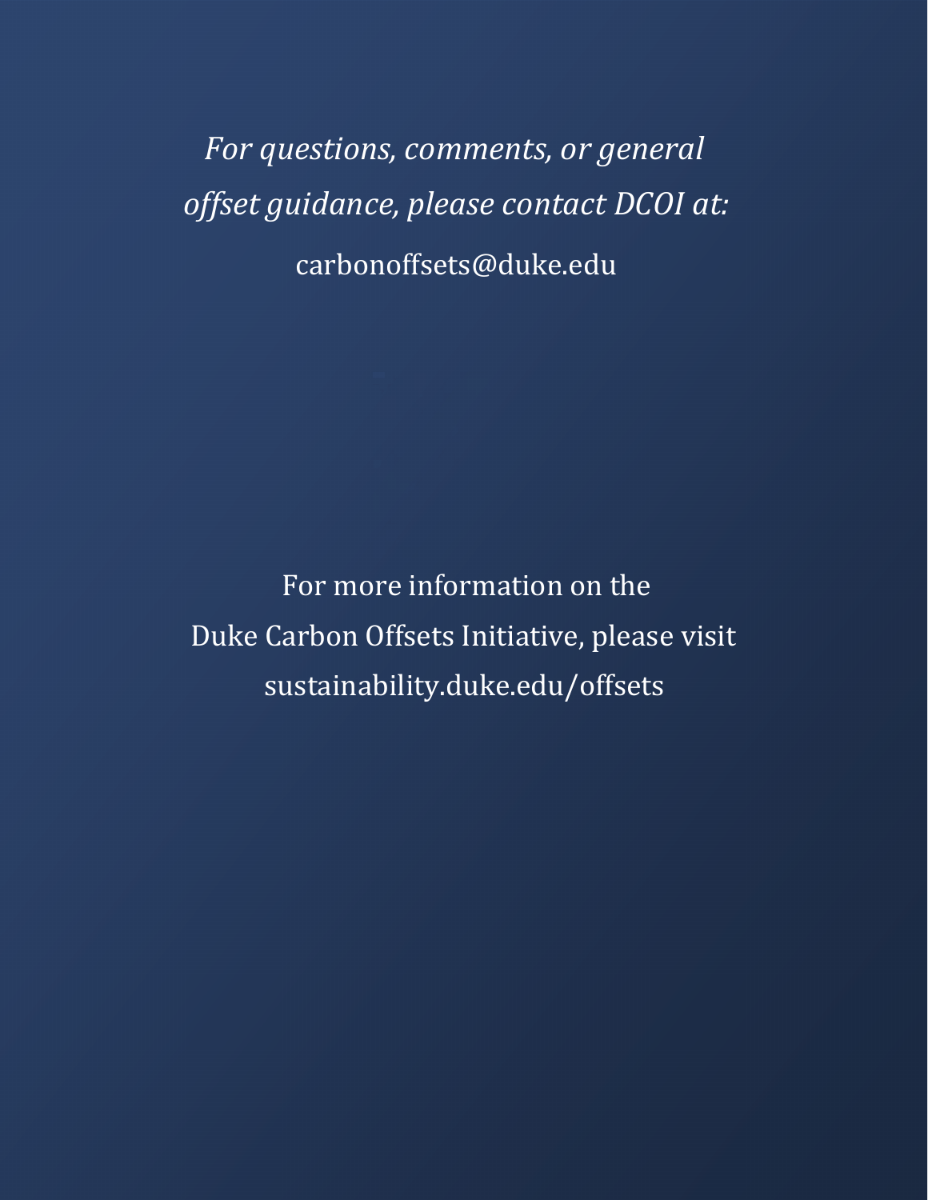*For questions, comments, or general offset guidance, please contact DCOI at:*

carbonoffsets@duke.edu

For more information on the Duke Carbon Offsets Initiative, please visit sustainability.duke.edu/offsets